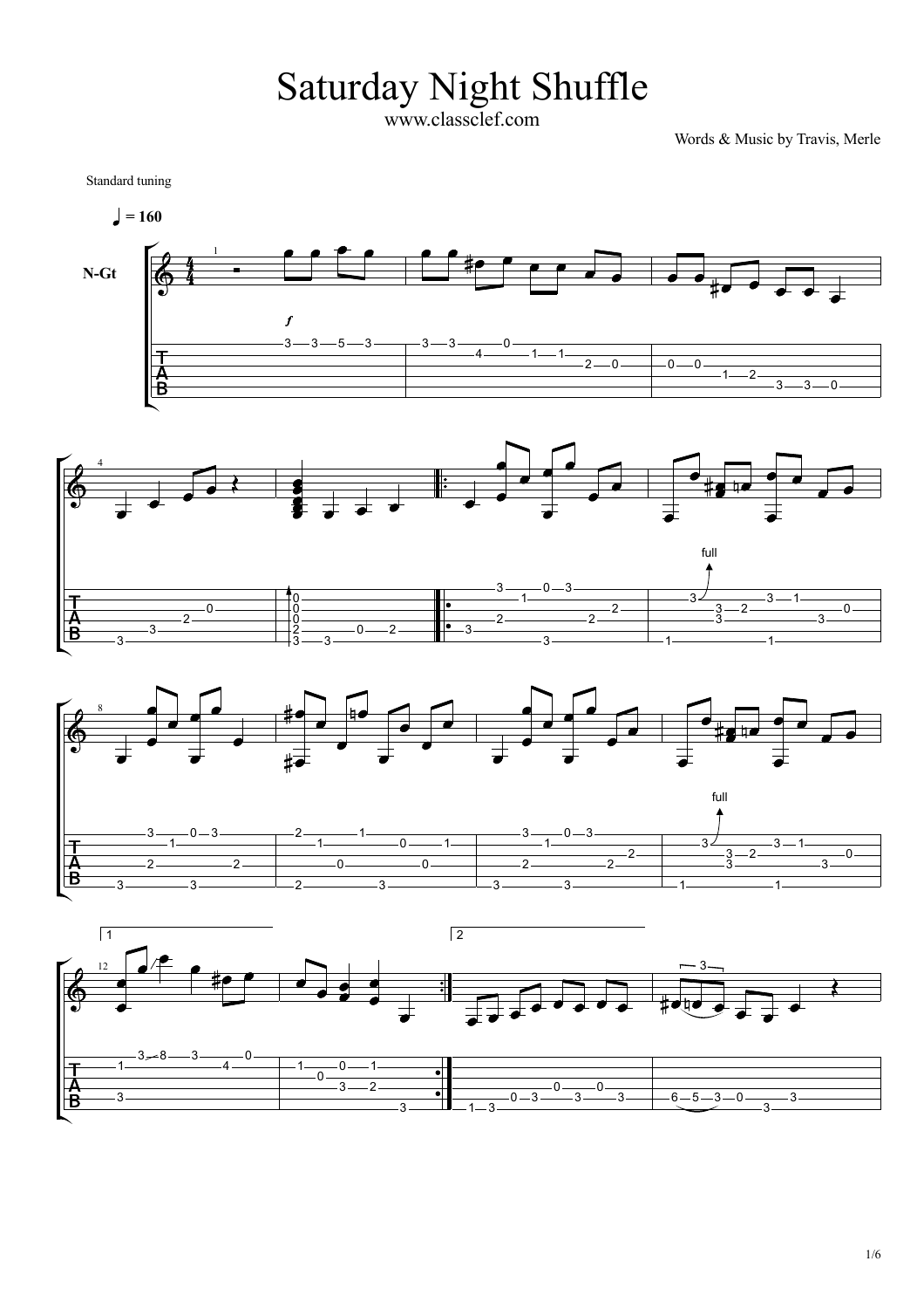# Saturday Night Shuffle

www.classclef.com

Words & Music by Travis, Merle

Standard tuning

♩ = 160

N-Gt